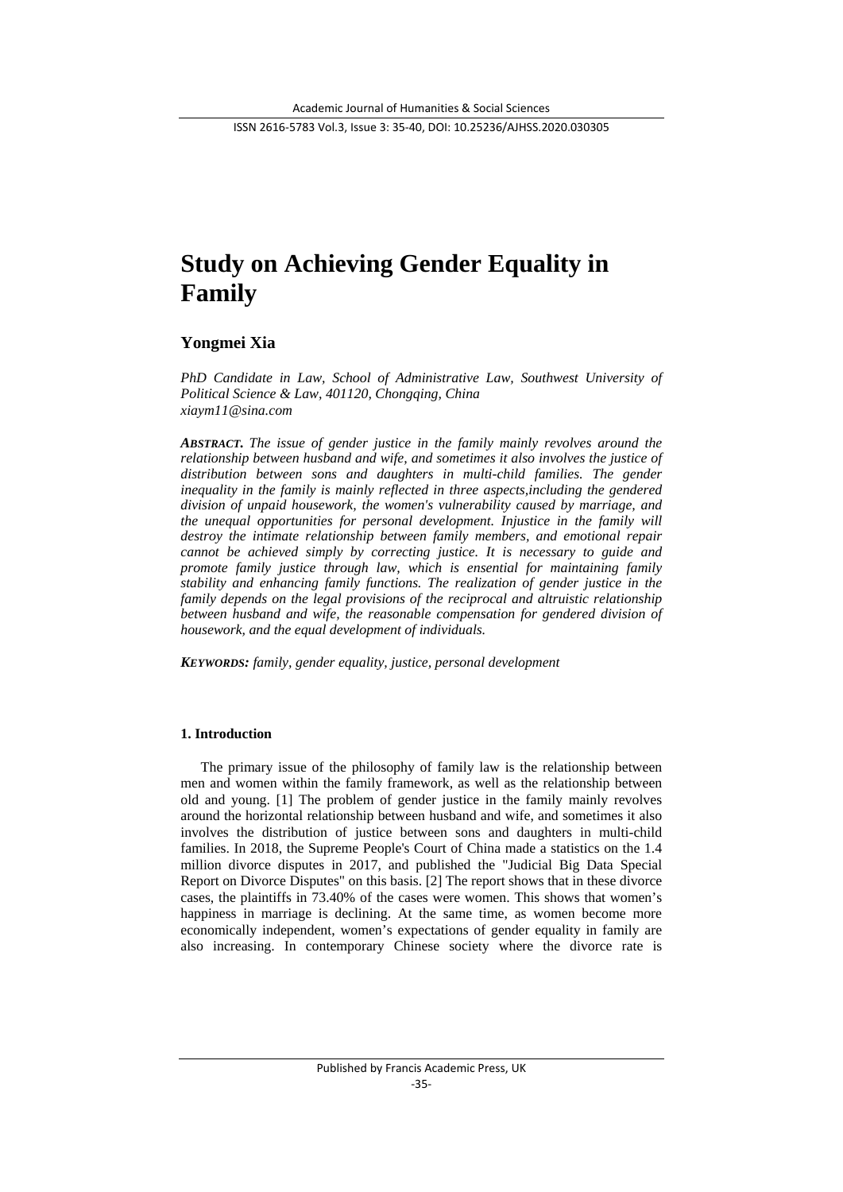# Study on Achieving Gender Equality in Family

## Yongmei Xia

*PhD Candidate in Law, School of Administrative Law, Southwest University of Political Science & Law, 401120, Chongqing, China*
*xiaym11@sina.com*

***ABSTRACT.*** *The issue of gender justice in the family mainly revolves around the relationship between husband and wife, and sometimes it also involves the justice of distribution between sons and daughters in multi-child families. The gender inequality in the family is mainly reflected in three aspects,including the gendered division of unpaid housework, the women's vulnerability caused by marriage, and the unequal opportunities for personal development. Injustice in the family will destroy the intimate relationship between family members, and emotional repair cannot be achieved simply by correcting justice. It is necessary to guide and promote family justice through law, which is ensential for maintaining family stability and enhancing family functions. The realization of gender justice in the family depends on the legal provisions of the reciprocal and altruistic relationship between husband and wife, the reasonable compensation for gendered division of housework, and the equal development of individuals.*

***KEYWORDS:*** *family, gender equality, justice, personal development*

### 1. Introduction

The primary issue of the philosophy of family law is the relationship between men and women within the family framework, as well as the relationship between old and young. [1] The problem of gender justice in the family mainly revolves around the horizontal relationship between husband and wife, and sometimes it also involves the distribution of justice between sons and daughters in multi-child families. In 2018, the Supreme People's Court of China made a statistics on the 1.4 million divorce disputes in 2017, and published the "Judicial Big Data Special Report on Divorce Disputes" on this basis. [2] The report shows that in these divorce cases, the plaintiffs in 73.40% of the cases were women. This shows that women's happiness in marriage is declining. At the same time, as women become more economically independent, women's expectations of gender equality in family are also increasing. In contemporary Chinese society where the divorce rate is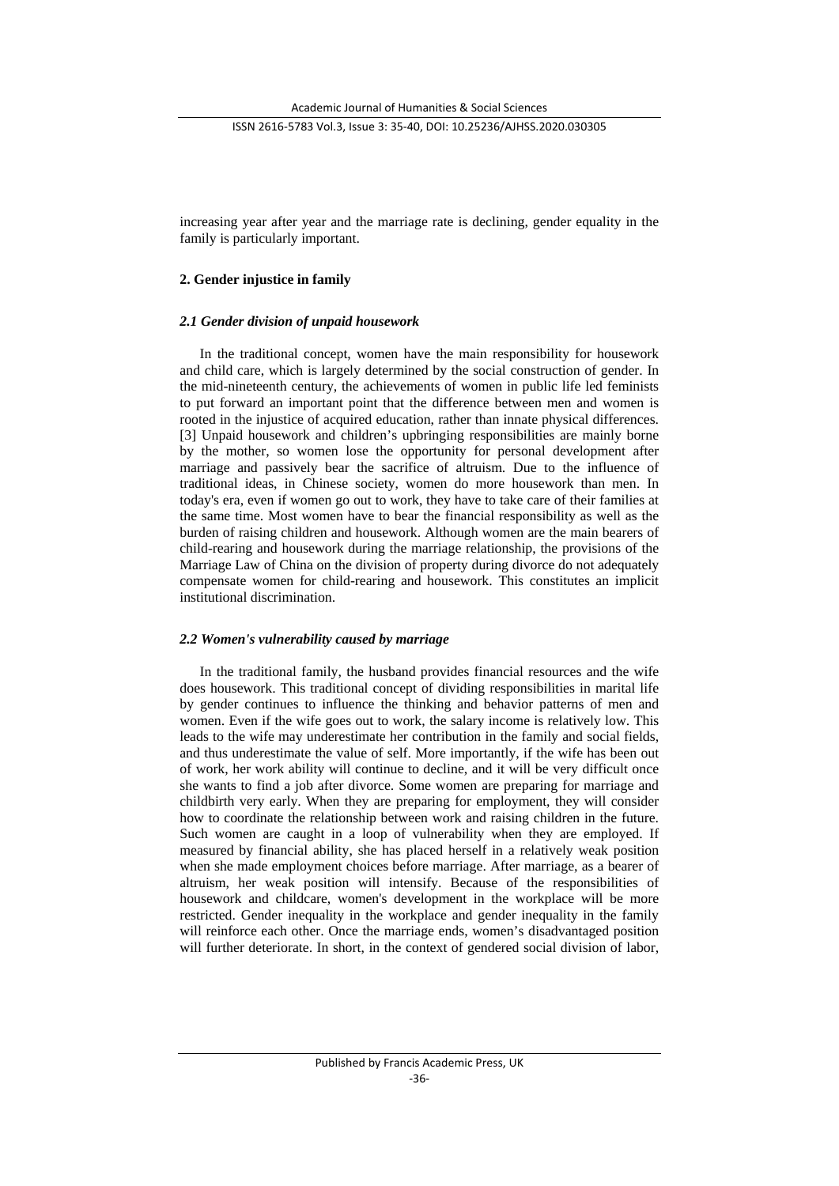increasing year after year and the marriage rate is declining, gender equality in the family is particularly important.

## 2. Gender injustice in family

### *2.1 Gender division of unpaid housework*

In the traditional concept, women have the main responsibility for housework and child care, which is largely determined by the social construction of gender. In the mid-nineteenth century, the achievements of women in public life led feminists to put forward an important point that the difference between men and women is rooted in the injustice of acquired education, rather than innate physical differences. [3] Unpaid housework and children's upbringing responsibilities are mainly borne by the mother, so women lose the opportunity for personal development after marriage and passively bear the sacrifice of altruism. Due to the influence of traditional ideas, in Chinese society, women do more housework than men. In today's era, even if women go out to work, they have to take care of their families at the same time. Most women have to bear the financial responsibility as well as the burden of raising children and housework. Although women are the main bearers of child-rearing and housework during the marriage relationship, the provisions of the Marriage Law of China on the division of property during divorce do not adequately compensate women for child-rearing and housework. This constitutes an implicit institutional discrimination.

### *2.2 Women's vulnerability caused by marriage*

In the traditional family, the husband provides financial resources and the wife does housework. This traditional concept of dividing responsibilities in marital life by gender continues to influence the thinking and behavior patterns of men and women. Even if the wife goes out to work, the salary income is relatively low. This leads to the wife may underestimate her contribution in the family and social fields, and thus underestimate the value of self. More importantly, if the wife has been out of work, her work ability will continue to decline, and it will be very difficult once she wants to find a job after divorce. Some women are preparing for marriage and childbirth very early. When they are preparing for employment, they will consider how to coordinate the relationship between work and raising children in the future. Such women are caught in a loop of vulnerability when they are employed. If measured by financial ability, she has placed herself in a relatively weak position when she made employment choices before marriage. After marriage, as a bearer of altruism, her weak position will intensify. Because of the responsibilities of housework and childcare, women's development in the workplace will be more restricted. Gender inequality in the workplace and gender inequality in the family will reinforce each other. Once the marriage ends, women's disadvantaged position will further deteriorate. In short, in the context of gendered social division of labor,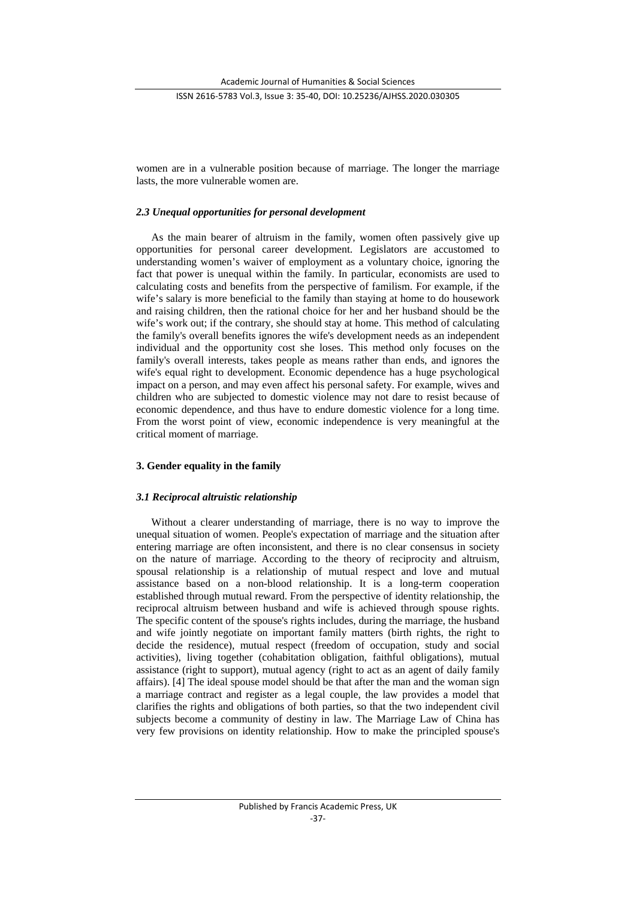women are in a vulnerable position because of marriage. The longer the marriage lasts, the more vulnerable women are.

### *2.3 Unequal opportunities for personal development*

As the main bearer of altruism in the family, women often passively give up opportunities for personal career development. Legislators are accustomed to understanding women's waiver of employment as a voluntary choice, ignoring the fact that power is unequal within the family. In particular, economists are used to calculating costs and benefits from the perspective of familism. For example, if the wife's salary is more beneficial to the family than staying at home to do housework and raising children, then the rational choice for her and her husband should be the wife's work out; if the contrary, she should stay at home. This method of calculating the family's overall benefits ignores the wife's development needs as an independent individual and the opportunity cost she loses. This method only focuses on the family's overall interests, takes people as means rather than ends, and ignores the wife's equal right to development. Economic dependence has a huge psychological impact on a person, and may even affect his personal safety. For example, wives and children who are subjected to domestic violence may not dare to resist because of economic dependence, and thus have to endure domestic violence for a long time. From the worst point of view, economic independence is very meaningful at the critical moment of marriage.

## 3. Gender equality in the family

### *3.1 Reciprocal altruistic relationship*

Without a clearer understanding of marriage, there is no way to improve the unequal situation of women. People's expectation of marriage and the situation after entering marriage are often inconsistent, and there is no clear consensus in society on the nature of marriage. According to the theory of reciprocity and altruism, spousal relationship is a relationship of mutual respect and love and mutual assistance based on a non-blood relationship. It is a long-term cooperation established through mutual reward. From the perspective of identity relationship, the reciprocal altruism between husband and wife is achieved through spouse rights. The specific content of the spouse's rights includes, during the marriage, the husband and wife jointly negotiate on important family matters (birth rights, the right to decide the residence), mutual respect (freedom of occupation, study and social activities), living together (cohabitation obligation, faithful obligations), mutual assistance (right to support), mutual agency (right to act as an agent of daily family affairs). [4] The ideal spouse model should be that after the man and the woman sign a marriage contract and register as a legal couple, the law provides a model that clarifies the rights and obligations of both parties, so that the two independent civil subjects become a community of destiny in law. The Marriage Law of China has very few provisions on identity relationship. How to make the principled spouse's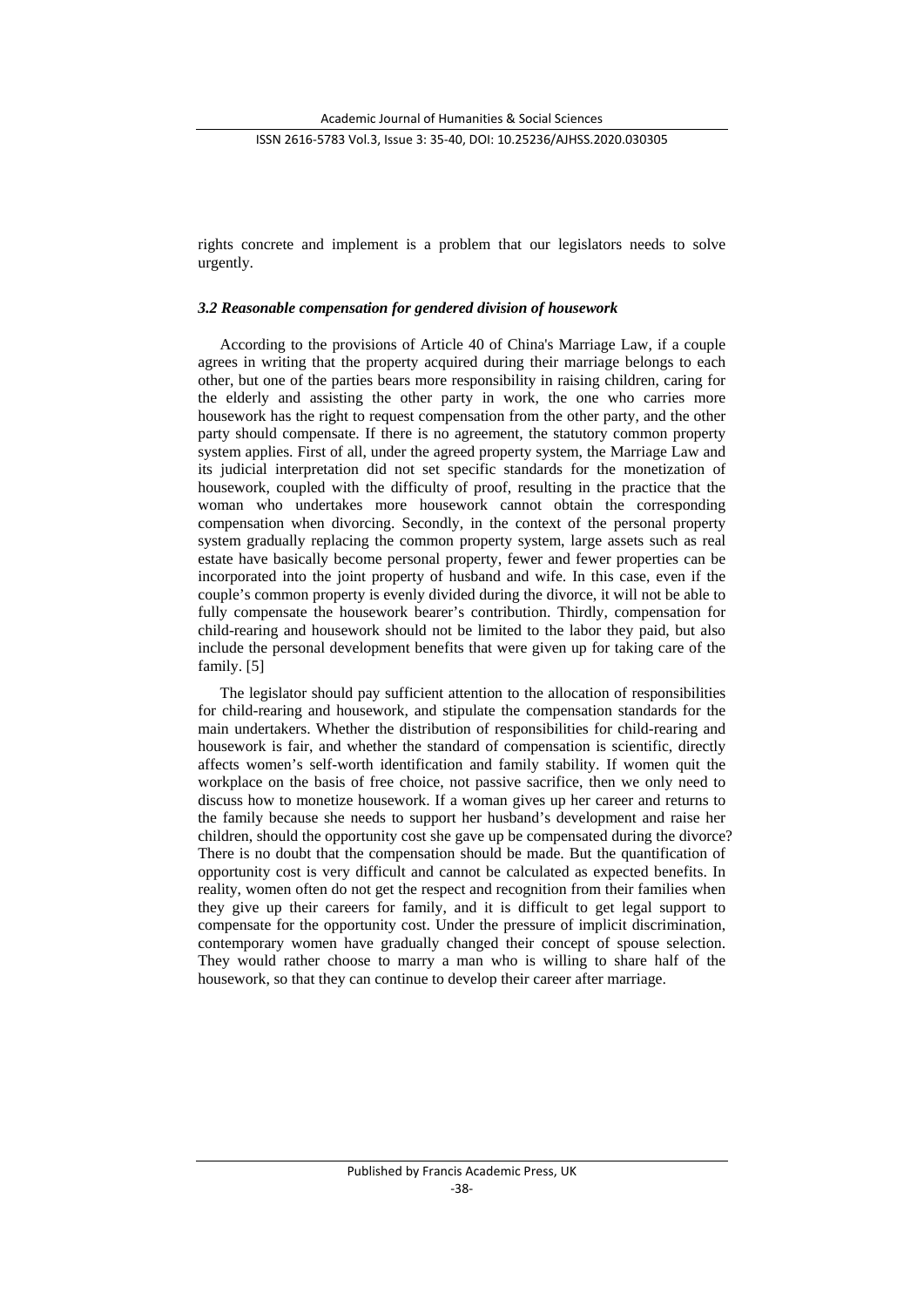rights concrete and implement is a problem that our legislators needs to solve urgently.

### *3.2 Reasonable compensation for gendered division of housework*

According to the provisions of Article 40 of China's Marriage Law, if a couple agrees in writing that the property acquired during their marriage belongs to each other, but one of the parties bears more responsibility in raising children, caring for the elderly and assisting the other party in work, the one who carries more housework has the right to request compensation from the other party, and the other party should compensate. If there is no agreement, the statutory common property system applies. First of all, under the agreed property system, the Marriage Law and its judicial interpretation did not set specific standards for the monetization of housework, coupled with the difficulty of proof, resulting in the practice that the woman who undertakes more housework cannot obtain the corresponding compensation when divorcing. Secondly, in the context of the personal property system gradually replacing the common property system, large assets such as real estate have basically become personal property, fewer and fewer properties can be incorporated into the joint property of husband and wife. In this case, even if the couple's common property is evenly divided during the divorce, it will not be able to fully compensate the housework bearer's contribution. Thirdly, compensation for child-rearing and housework should not be limited to the labor they paid, but also include the personal development benefits that were given up for taking care of the family. [5]

The legislator should pay sufficient attention to the allocation of responsibilities for child-rearing and housework, and stipulate the compensation standards for the main undertakers. Whether the distribution of responsibilities for child-rearing and housework is fair, and whether the standard of compensation is scientific, directly affects women's self-worth identification and family stability. If women quit the workplace on the basis of free choice, not passive sacrifice, then we only need to discuss how to monetize housework. If a woman gives up her career and returns to the family because she needs to support her husband's development and raise her children, should the opportunity cost she gave up be compensated during the divorce? There is no doubt that the compensation should be made. But the quantification of opportunity cost is very difficult and cannot be calculated as expected benefits. In reality, women often do not get the respect and recognition from their families when they give up their careers for family, and it is difficult to get legal support to compensate for the opportunity cost. Under the pressure of implicit discrimination, contemporary women have gradually changed their concept of spouse selection. They would rather choose to marry a man who is willing to share half of the housework, so that they can continue to develop their career after marriage.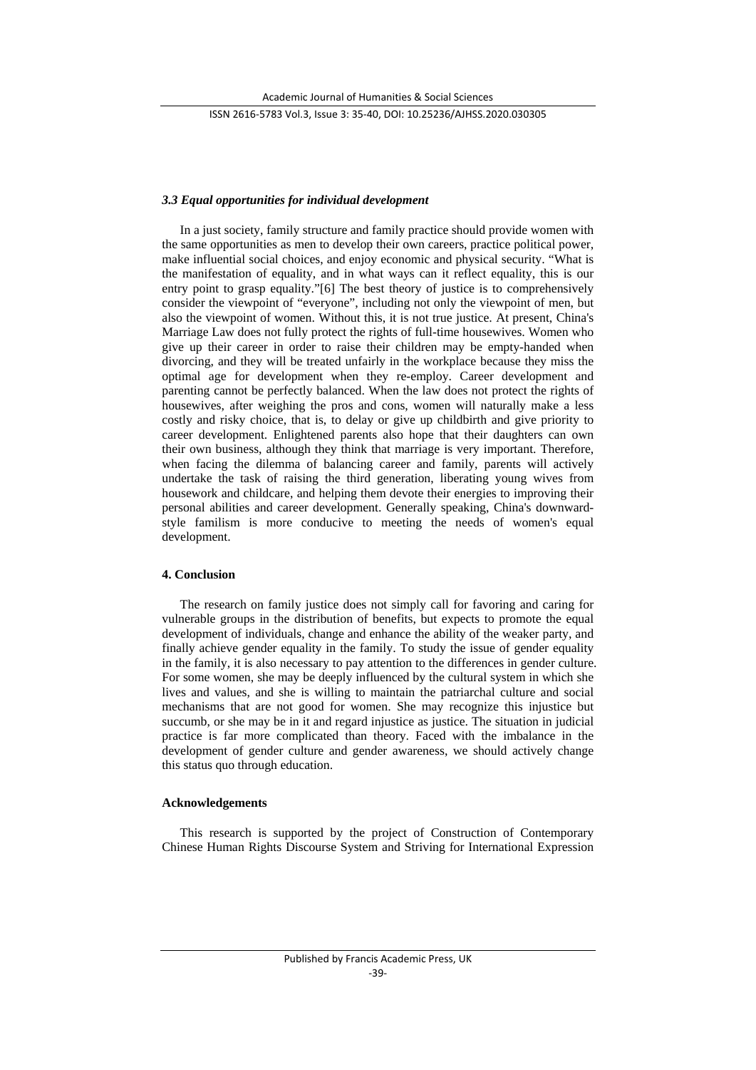### *3.3 Equal opportunities for individual development*

In a just society, family structure and family practice should provide women with the same opportunities as men to develop their own careers, practice political power, make influential social choices, and enjoy economic and physical security. "What is the manifestation of equality, and in what ways can it reflect equality, this is our entry point to grasp equality."[6] The best theory of justice is to comprehensively consider the viewpoint of "everyone", including not only the viewpoint of men, but also the viewpoint of women. Without this, it is not true justice. At present, China's Marriage Law does not fully protect the rights of full-time housewives. Women who give up their career in order to raise their children may be empty-handed when divorcing, and they will be treated unfairly in the workplace because they miss the optimal age for development when they re-employ. Career development and parenting cannot be perfectly balanced. When the law does not protect the rights of housewives, after weighing the pros and cons, women will naturally make a less costly and risky choice, that is, to delay or give up childbirth and give priority to career development. Enlightened parents also hope that their daughters can own their own business, although they think that marriage is very important. Therefore, when facing the dilemma of balancing career and family, parents will actively undertake the task of raising the third generation, liberating young wives from housework and childcare, and helping them devote their energies to improving their personal abilities and career development. Generally speaking, China's downward-style familism is more conducive to meeting the needs of women's equal development.

## 4. Conclusion

The research on family justice does not simply call for favoring and caring for vulnerable groups in the distribution of benefits, but expects to promote the equal development of individuals, change and enhance the ability of the weaker party, and finally achieve gender equality in the family. To study the issue of gender equality in the family, it is also necessary to pay attention to the differences in gender culture. For some women, she may be deeply influenced by the cultural system in which she lives and values, and she is willing to maintain the patriarchal culture and social mechanisms that are not good for women. She may recognize this injustice but succumb, or she may be in it and regard injustice as justice. The situation in judicial practice is far more complicated than theory. Faced with the imbalance in the development of gender culture and gender awareness, we should actively change this status quo through education.

## Acknowledgements

This research is supported by the project of Construction of Contemporary Chinese Human Rights Discourse System and Striving for International Expression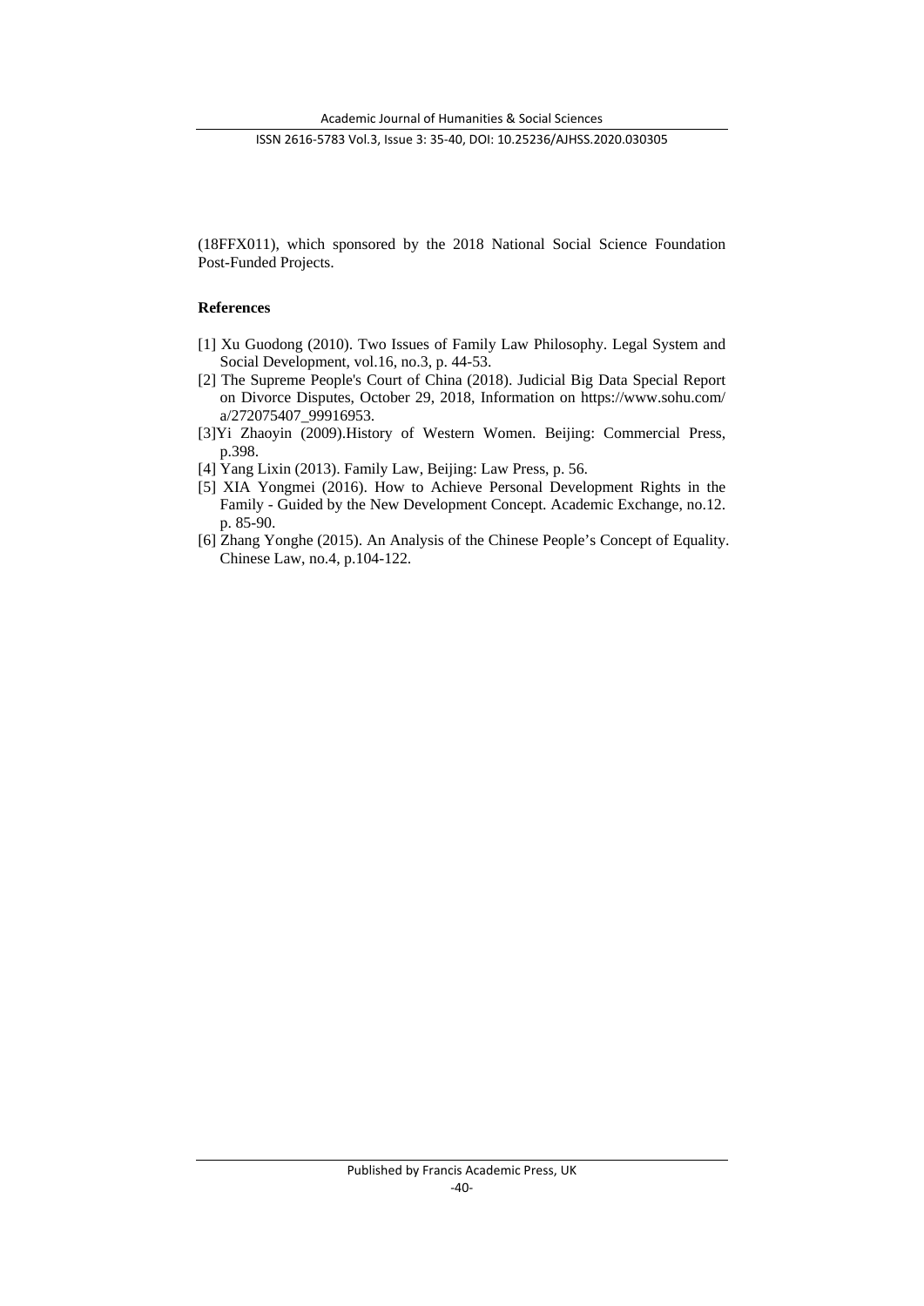(18FFX011), which sponsored by the 2018 National Social Science Foundation Post-Funded Projects.

**References**

[1] Xu Guodong (2010). Two Issues of Family Law Philosophy. Legal System and Social Development, vol.16, no.3, p. 44-53.

[2] The Supreme People's Court of China (2018). Judicial Big Data Special Report on Divorce Disputes, October 29, 2018, Information on https://www.sohu.com/a/272075407_99916953.

[3]Yi Zhaoyin (2009).History of Western Women. Beijing: Commercial Press, p.398.

[4] Yang Lixin (2013). Family Law, Beijing: Law Press, p. 56.

[5] XIA Yongmei (2016). How to Achieve Personal Development Rights in the Family - Guided by the New Development Concept. Academic Exchange, no.12. p. 85-90.

[6] Zhang Yonghe (2015). An Analysis of the Chinese People's Concept of Equality. Chinese Law, no.4, p.104-122.